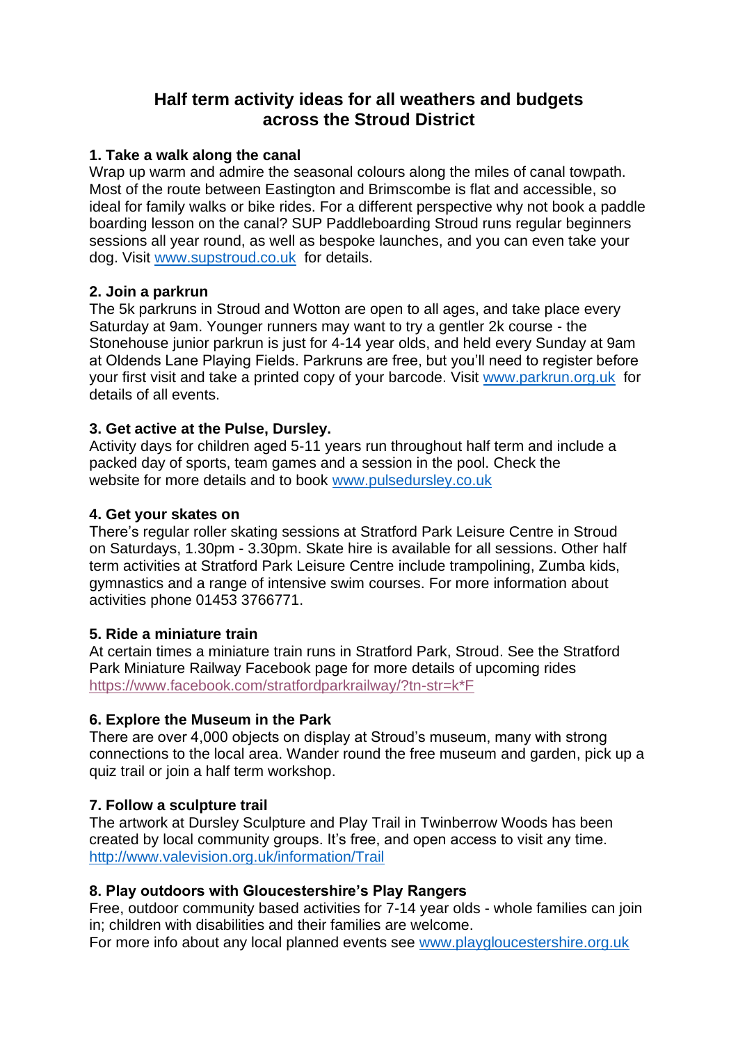# Half term activity ideas for all weathers and budgets across the Stroud District

### 1. Take a walk along the canal

Wrap up warm and admire the seasonal colours along the miles of canal towpath. Most of the route between Eastington and Brimscombe is flat and accessible, so ideal for family walks or bike rides. For a different perspective why not book a paddle boarding lesson on the canal? SUP Paddleboarding Stroud runs regular beginners sessions all year round, as well as bespoke launches, and you can even take your dog. Visit www.supstroud.co.uk for details.

### 2. Join a parkrun

The 5k parkruns in Stroud and Wotton are open to all ages, and take place every Saturday at 9am. Younger runners may want to try a gentler 2k course - the Stonehouse junior parkrun is just for 4-14 year olds, and held every Sunday at 9am at Oldends Lane Playing Fields. Parkruns are free, but you'll need to register before your first visit and take a printed copy of your barcode. Visit www.parkrun.org.uk for details of all events.

### 3. Get active at the Pulse, Dursley.

Activity days for children aged 5-11 years run throughout half term and include a packed day of sports, team games and a session in the pool. Check the website for more details and to book www.pulsedursley.co.uk

### 4. Get your skates on

There's regular roller skating sessions at Stratford Park Leisure Centre in Stroud on Saturdays, 1.30pm - 3.30pm. Skate hire is available for all sessions. Other half term activities at Stratford Park Leisure Centre include trampolining, Zumba kids, gymnastics and a range of intensive swim courses. For more information about activities phone 01453 3766771.

### 5. Ride a miniature train

At certain times a miniature train runs in Stratford Park, Stroud. See the Stratford Park Miniature Railway Facebook page for more details of upcoming rides https://www.facebook.com/stratfordparkrailway/?tn-str=k*F

### 6. Explore the Museum in the Park

There are over 4,000 objects on display at Stroud's museum, many with strong connections to the local area. Wander round the free museum and garden, pick up a quiz trail or join a half term workshop.

### 7. Follow a sculpture trail

The artwork at Dursley Sculpture and Play Trail in Twinberrow Woods has been created by local community groups. It's free, and open access to visit any time. http://www.valevision.org.uk/information/Trail

### 8. Play outdoors with Gloucestershire's Play Rangers

Free, outdoor community based activities for 7-14 year olds - whole families can join in; children with disabilities and their families are welcome.
For more info about any local planned events see www.playgloucestershire.org.uk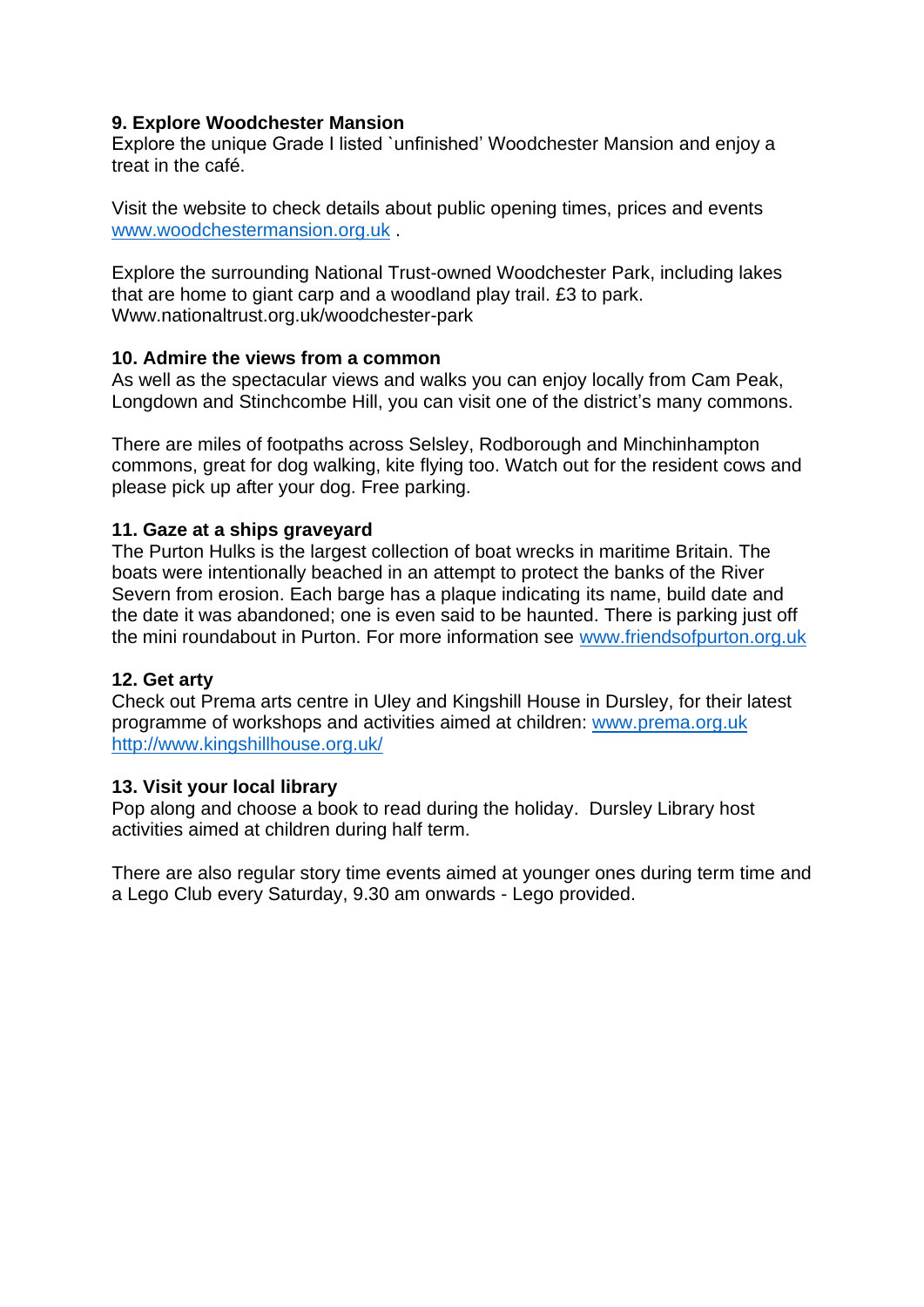**9. Explore Woodchester Mansion**

Explore the unique Grade I listed `unfinished' Woodchester Mansion and enjoy a treat in the café.

Visit the website to check details about public opening times, prices and events www.woodchestermansion.org.uk .

Explore the surrounding National Trust-owned Woodchester Park, including lakes that are home to giant carp and a woodland play trail. £3 to park. Www.nationaltrust.org.uk/woodchester-park

**10. Admire the views from a common**

As well as the spectacular views and walks you can enjoy locally from Cam Peak, Longdown and Stinchcombe Hill, you can visit one of the district's many commons.

There are miles of footpaths across Selsley, Rodborough and Minchinhampton commons, great for dog walking, kite flying too. Watch out for the resident cows and please pick up after your dog. Free parking.

**11. Gaze at a ships graveyard**

The Purton Hulks is the largest collection of boat wrecks in maritime Britain. The boats were intentionally beached in an attempt to protect the banks of the River Severn from erosion. Each barge has a plaque indicating its name, build date and the date it was abandoned; one is even said to be haunted. There is parking just off the mini roundabout in Purton. For more information see www.friendsofpurton.org.uk

**12. Get arty**

Check out Prema arts centre in Uley and Kingshill House in Dursley, for their latest programme of workshops and activities aimed at children: www.prema.org.uk http://www.kingshillhouse.org.uk/

**13. Visit your local library**

Pop along and choose a book to read during the holiday. Dursley Library host activities aimed at children during half term.

There are also regular story time events aimed at younger ones during term time and a Lego Club every Saturday, 9.30 am onwards - Lego provided.